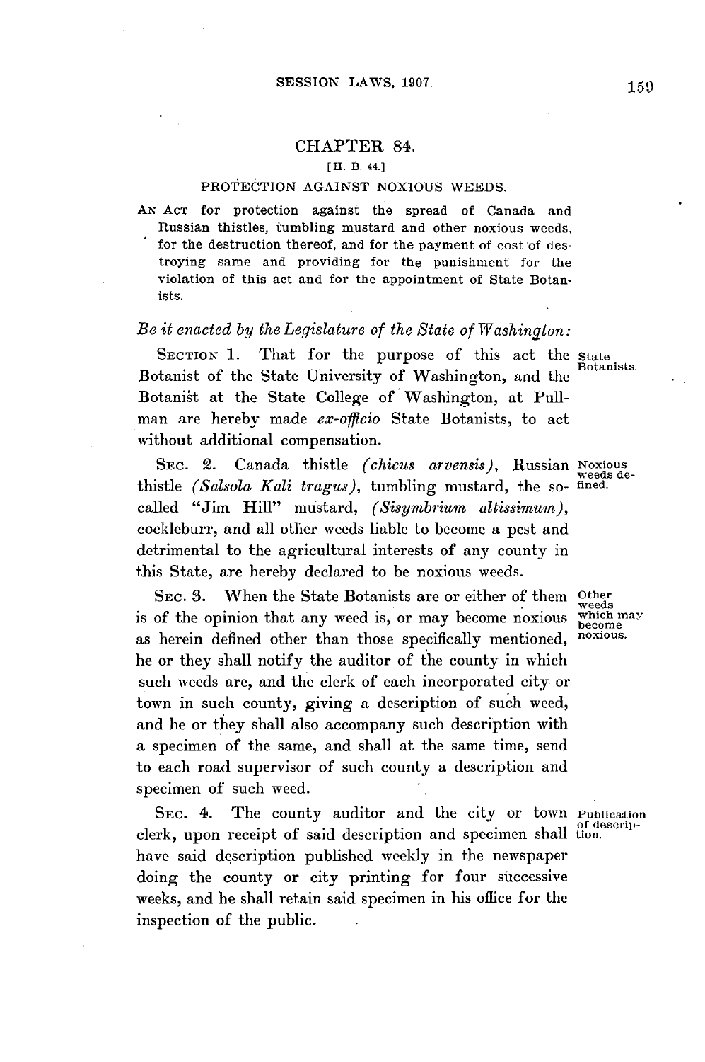# CHAPTER 84.

[H. B. 44.]

## PROTECTION AGAINST NOXIOUS WEEDS.

AN ACT for protection against the spread of Canada and Russian thistles, tumbling mustard and other noxious weeds, for the destruction thereof, and for the payment of cost of destroying same and providing for the punishment for the violation of this act and for the appointment of State Botanists.

*Be it enacted by the Legislature of the State of Washington:*

SECTION 1. That for the purpose of this act the Botanist of the State University of Washington, and the Botanist at the State College of Washington, at Pullman are hereby made *ex-officio* State Botanists, to act without additional compensation. *State Botanists.*

SEC. 2. Canada thistle *(chicus arvensis)*, Russian thistle *(Salsola Kali tragus)*, tumbling mustard, the so-called "Jim Hill" mustard, *(Sisymbrium altissimum)*, cockleburr, and all other weeds liable to become a pest and detrimental to the agricultural interests of any county in this State, are hereby declared to be noxious weeds. *Noxious weeds defined.*

SEC. 3. When the State Botanists are or either of them is of the opinion that any weed is, or may become noxious as herein defined other than those specifically mentioned, he or they shall notify the auditor of the county in which such weeds are, and the clerk of each incorporated city or town in such county, giving a description of such weed, and he or they shall also accompany such description with a specimen of the same, and shall at the same time, send to each road supervisor of such county a description and specimen of such weed. *Other weeds which may become noxious.*

SEC. 4. The county auditor and the city or town clerk, upon receipt of said description and specimen shall have said description published weekly in the newspaper doing the county or city printing for four successive weeks, and he shall retain said specimen in his office for the inspection of the public. *Publication of description.*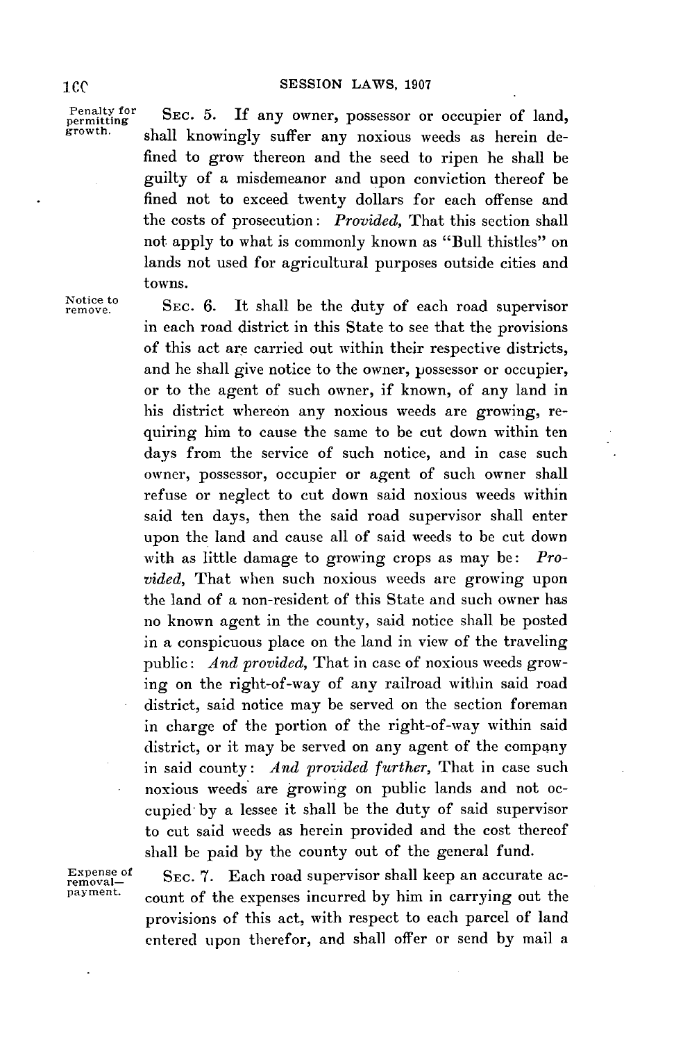Penalty for permitting growth.

SEC. 5. If any owner, possessor or occupier of land, shall knowingly suffer any noxious weeds as herein defined to grow thereon and the seed to ripen he shall be guilty of a misdemeanor and upon conviction thereof be fined not to exceed twenty dollars for each offense and the costs of prosecution: *Provided,* That this section shall not apply to what is commonly known as "Bull thistles" on lands not used for agricultural purposes outside cities and towns.

Notice to remove.

SEC. 6. It shall be the duty of each road supervisor in each road district in this State to see that the provisions of this act are carried out within their respective districts, and he shall give notice to the owner, possessor or occupier, or to the agent of such owner, if known, of any land in his district whereon any noxious weeds are growing, requiring him to cause the same to be cut down within ten days from the service of such notice, and in case such owner, possessor, occupier or agent of such owner shall refuse or neglect to cut down said noxious weeds within said ten days, then the said road supervisor shall enter upon the land and cause all of said weeds to be cut down with as little damage to growing crops as may be: *Provided,* That when such noxious weeds are growing upon the land of a non-resident of this State and such owner has no known agent in the county, said notice shall be posted in a conspicuous place on the land in view of the traveling public: *And provided,* That in case of noxious weeds growing on the right-of-way of any railroad within said road district, said notice may be served on the section foreman in charge of the portion of the right-of-way within said district, or it may be served on any agent of the company in said county: *And provided further,* That in case such noxious weeds are growing on public lands and not occupied by a lessee it shall be the duty of said supervisor to cut said weeds as herein provided and the cost thereof shall be paid by the county out of the general fund.

Expense of removal—payment.

SEC. 7. Each road supervisor shall keep an accurate account of the expenses incurred by him in carrying out the provisions of this act, with respect to each parcel of land entered upon therefor, and shall offer or send by mail a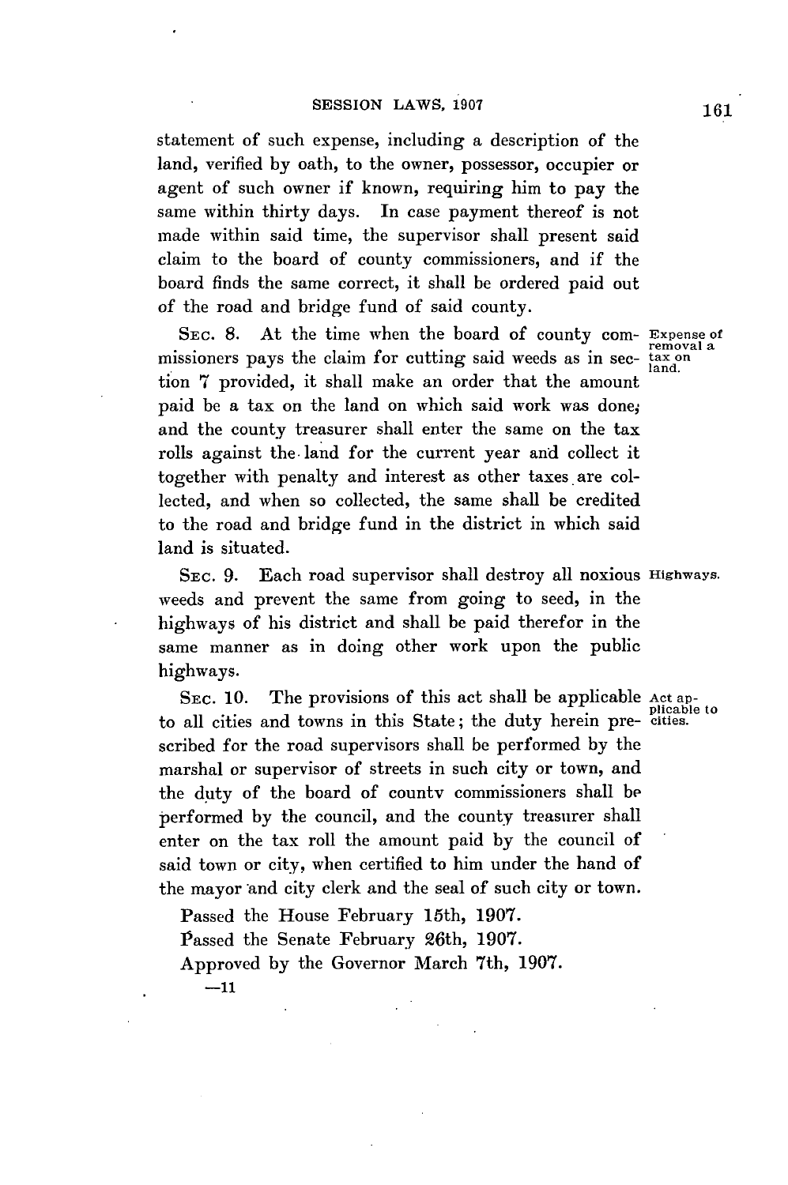statement of such expense, including a description of the land, verified by oath, to the owner, possessor, occupier or agent of such owner if known, requiring him to pay the same within thirty days. In case payment thereof is not made within said time, the supervisor shall present said claim to the board of county commissioners, and if the board finds the same correct, it shall be ordered paid out of the road and bridge fund of said county.

SEC. 8. At the time when the board of county commissioners pays the claim for cutting said weeds as in section 7 provided, it shall make an order that the amount paid be a tax on the land on which said work was done; and the county treasurer shall enter the same on the tax rolls against the land for the current year and collect it together with penalty and interest as other taxes are collected, and when so collected, the same shall be credited to the road and bridge fund in the district in which said land is situated.

*Expense of removal a tax on land.*

SEC. 9. Each road supervisor shall destroy all noxious weeds and prevent the same from going to seed, in the highways of his district and shall be paid therefor in the same manner as in doing other work upon the public highways.

*Highways.*

SEC. 10. The provisions of this act shall be applicable to all cities and towns in this State; the duty herein prescribed for the road supervisors shall be performed by the marshal or supervisor of streets in such city or town, and the duty of the board of county commissioners shall be performed by the council, and the county treasurer shall enter on the tax roll the amount paid by the council of said town or city, when certified to him under the hand of the mayor and city clerk and the seal of such city or town.

*Act applicable to cities.*

Passed the House February 15th, 1907.

Passed the Senate February 26th, 1907.

Approved by the Governor March 7th, 1907.